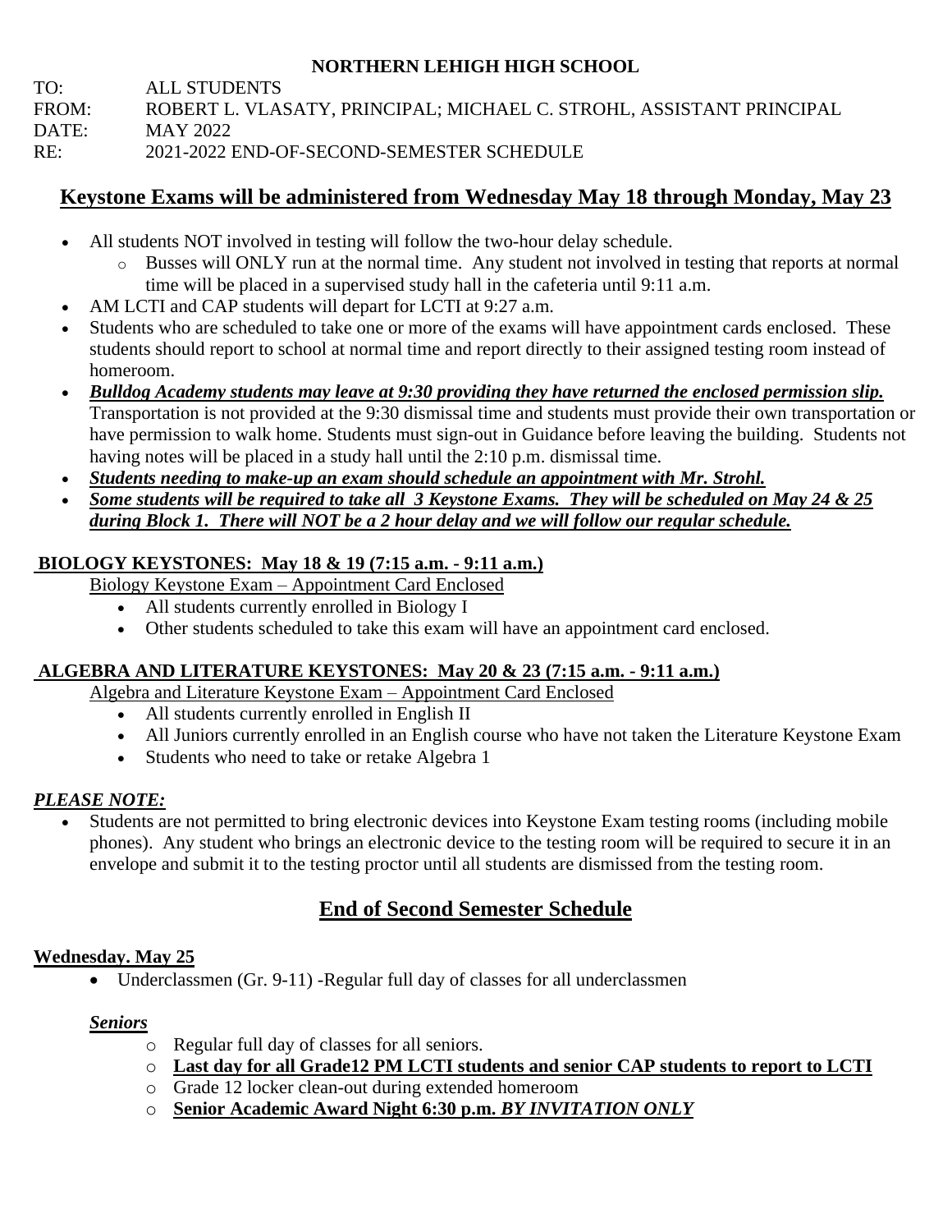**NORTHERN LEHIGH HIGH SCHOOL**

TO: ALL STUDENTS
FROM: ROBERT L. VLASATY, PRINCIPAL; MICHAEL C. STROHL, ASSISTANT PRINCIPAL
DATE: MAY 2022
RE: 2021-2022 END-OF-SECOND-SEMESTER SCHEDULE

## Keystone Exams will be administered from Wednesday May 18 through Monday, May 23

- All students NOT involved in testing will follow the two-hour delay schedule.
  - Busses will ONLY run at the normal time. Any student not involved in testing that reports at normal time will be placed in a supervised study hall in the cafeteria until 9:11 a.m.
- AM LCTI and CAP students will depart for LCTI at 9:27 a.m.
- Students who are scheduled to take one or more of the exams will have appointment cards enclosed. These students should report to school at normal time and report directly to their assigned testing room instead of homeroom.
- ***Bulldog Academy students may leave at 9:30 providing they have returned the enclosed permission slip.*** Transportation is not provided at the 9:30 dismissal time and students must provide their own transportation or have permission to walk home. Students must sign-out in Guidance before leaving the building. Students not having notes will be placed in a study hall until the 2:10 p.m. dismissal time.
- ***Students needing to make-up an exam should schedule an appointment with Mr. Strohl.***
- ***Some students will be required to take all 3 Keystone Exams. They will be scheduled on May 24 & 25 during Block 1. There will NOT be a 2 hour delay and we will follow our regular schedule.***

### BIOLOGY KEYSTONES: May 18 & 19 (7:15 a.m. - 9:11 a.m.)

Biology Keystone Exam – Appointment Card Enclosed

- All students currently enrolled in Biology I
- Other students scheduled to take this exam will have an appointment card enclosed.

### ALGEBRA AND LITERATURE KEYSTONES: May 20 & 23 (7:15 a.m. - 9:11 a.m.)

Algebra and Literature Keystone Exam – Appointment Card Enclosed

- All students currently enrolled in English II
- All Juniors currently enrolled in an English course who have not taken the Literature Keystone Exam
- Students who need to take or retake Algebra 1

***PLEASE NOTE:***

- Students are not permitted to bring electronic devices into Keystone Exam testing rooms (including mobile phones). Any student who brings an electronic device to the testing room will be required to secure it in an envelope and submit it to the testing proctor until all students are dismissed from the testing room.

## End of Second Semester Schedule

### Wednesday. May 25

- Underclassmen (Gr. 9-11) -Regular full day of classes for all underclassmen

***Seniors***

- Regular full day of classes for all seniors.
- **Last day for all Grade12 PM LCTI students and senior CAP students to report to LCTI**
- Grade 12 locker clean-out during extended homeroom
- **Senior Academic Award Night 6:30 p.m. *BY INVITATION ONLY***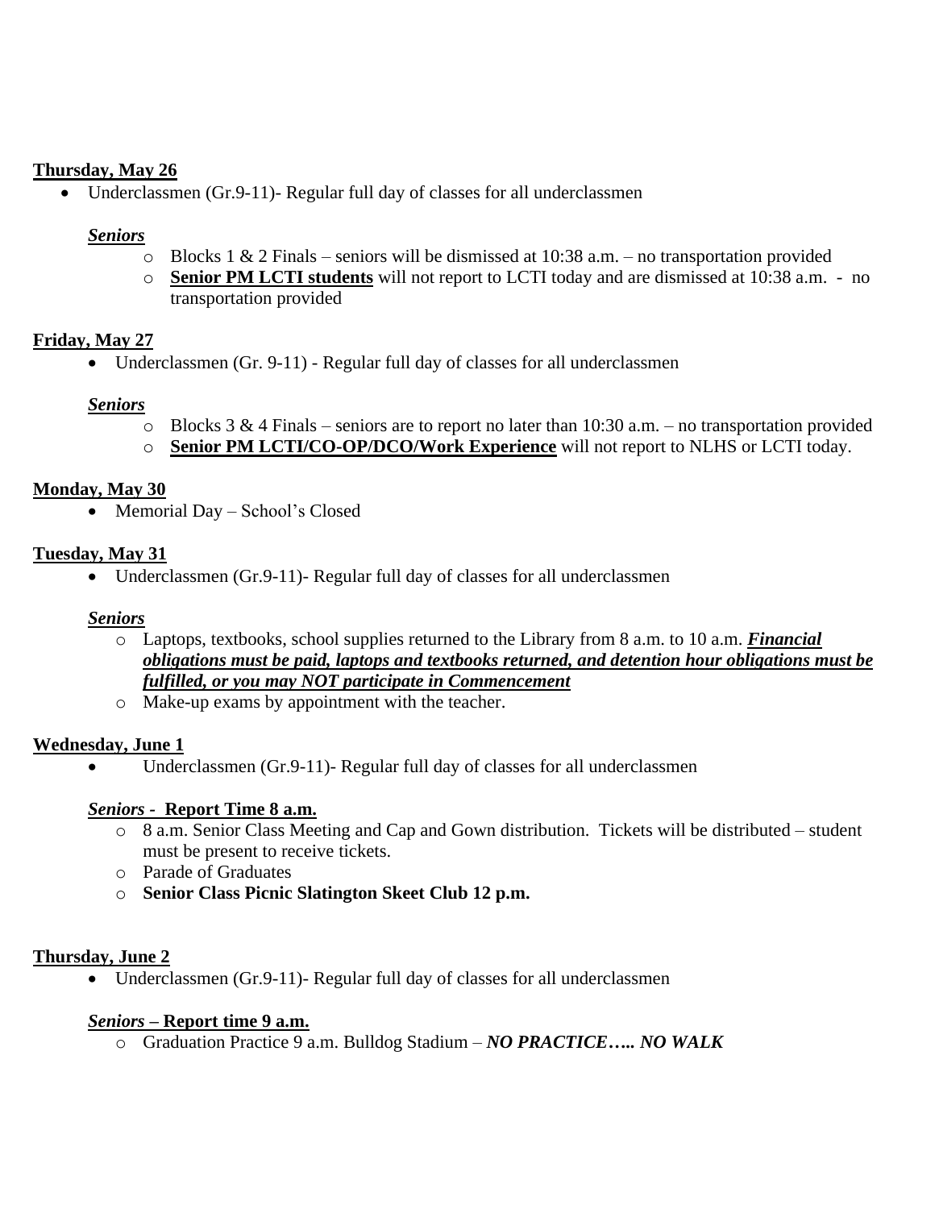**Thursday, May 26**

- Underclassmen (Gr.9-11)- Regular full day of classes for all underclassmen

***Seniors***

- Blocks 1 & 2 Finals – seniors will be dismissed at 10:38 a.m. – no transportation provided
- **Senior PM LCTI students** will not report to LCTI today and are dismissed at 10:38 a.m. - no transportation provided

**Friday, May 27**

- Underclassmen (Gr. 9-11) - Regular full day of classes for all underclassmen

***Seniors***

- Blocks 3 & 4 Finals – seniors are to report no later than 10:30 a.m. – no transportation provided
- **Senior PM LCTI/CO-OP/DCO/Work Experience** will not report to NLHS or LCTI today.

**Monday, May 30**

- Memorial Day – School's Closed

**Tuesday, May 31**

- Underclassmen (Gr.9-11)- Regular full day of classes for all underclassmen

***Seniors***

- Laptops, textbooks, school supplies returned to the Library from 8 a.m. to 10 a.m. ***Financial obligations must be paid, laptops and textbooks returned, and detention hour obligations must be fulfilled, or you may NOT participate in Commencement***
- Make-up exams by appointment with the teacher.

**Wednesday, June 1**

- Underclassmen (Gr.9-11)- Regular full day of classes for all underclassmen

***Seniors* - Report Time 8 a.m.**

- 8 a.m. Senior Class Meeting and Cap and Gown distribution. Tickets will be distributed – student must be present to receive tickets.
- Parade of Graduates
- **Senior Class Picnic Slatington Skeet Club 12 p.m.**

**Thursday, June 2**

- Underclassmen (Gr.9-11)- Regular full day of classes for all underclassmen

***Seniors* – Report time 9 a.m.**

- Graduation Practice 9 a.m. Bulldog Stadium – ***NO PRACTICE….. NO WALK***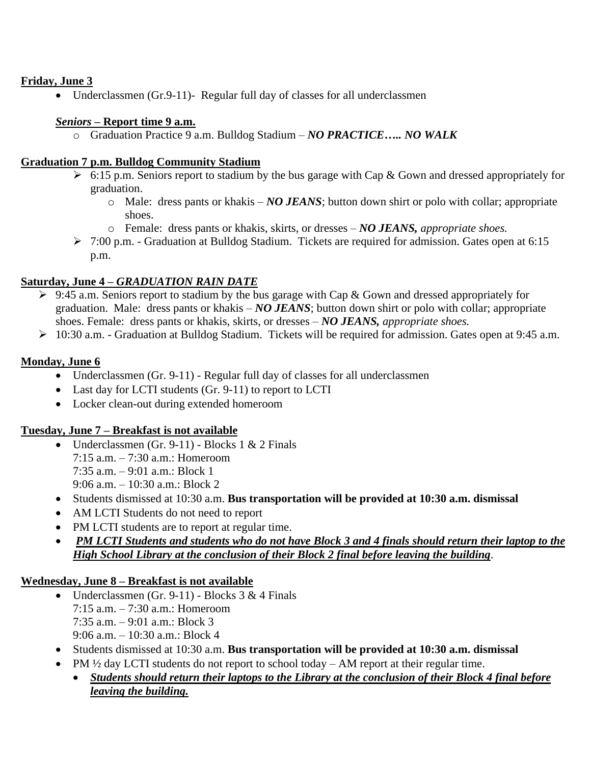**<u>Friday, June 3</u>**

- Underclassmen (Gr.9-11)- Regular full day of classes for all underclassmen

***<u>Seniors</u>*** **<u>– Report time 9 a.m.</u>**

- Graduation Practice 9 a.m. Bulldog Stadium – ***NO PRACTICE….. NO WALK***

**<u>Graduation 7 p.m. Bulldog Community Stadium</u>**

- 6:15 p.m. Seniors report to stadium by the bus garage with Cap & Gown and dressed appropriately for graduation.
  - Male: dress pants or khakis – ***NO JEANS***; button down shirt or polo with collar; appropriate shoes.
  - Female: dress pants or khakis, skirts, or dresses – ***NO JEANS,*** *appropriate shoes.*
- 7:00 p.m. - Graduation at Bulldog Stadium. Tickets are required for admission. Gates open at 6:15 p.m.

**<u>Saturday, June 4 – *GRADUATION RAIN DATE*</u>**

- 9:45 a.m. Seniors report to stadium by the bus garage with Cap & Gown and dressed appropriately for graduation. Male: dress pants or khakis – ***NO JEANS***; button down shirt or polo with collar; appropriate shoes. Female: dress pants or khakis, skirts, or dresses – ***NO JEANS,*** *appropriate shoes.*
- 10:30 a.m. - Graduation at Bulldog Stadium. Tickets will be required for admission. Gates open at 9:45 a.m.

**<u>Monday, June 6</u>**

- Underclassmen (Gr. 9-11) - Regular full day of classes for all underclassmen
- Last day for LCTI students (Gr. 9-11) to report to LCTI
- Locker clean-out during extended homeroom

**<u>Tuesday, June 7 – Breakfast is not available</u>**

- Underclassmen (Gr. 9-11) - Blocks 1 & 2 Finals  
  7:15 a.m. – 7:30 a.m.: Homeroom  
  7:35 a.m. – 9:01 a.m.: Block 1  
  9:06 a.m. – 10:30 a.m.: Block 2
- Students dismissed at 10:30 a.m. **Bus transportation will be provided at 10:30 a.m. dismissal**
- AM LCTI Students do not need to report
- PM LCTI students are to report at regular time.
- ***<u>PM LCTI Students and students who do not have Block 3 and 4 finals should return their laptop to the High School Library at the conclusion of their Block 2 final before leaving the building</u>***.

**<u>Wednesday, June 8 – Breakfast is not available</u>**

- Underclassmen (Gr. 9-11) - Blocks 3 & 4 Finals  
  7:15 a.m. – 7:30 a.m.: Homeroom  
  7:35 a.m. – 9:01 a.m.: Block 3  
  9:06 a.m. – 10:30 a.m.: Block 4
- Students dismissed at 10:30 a.m. **Bus transportation will be provided at 10:30 a.m. dismissal**
- PM ½ day LCTI students do not report to school today – AM report at their regular time.
  - ***<u>Students should return their laptops to the Library at the conclusion of their Block 4 final before leaving the building.</u>***